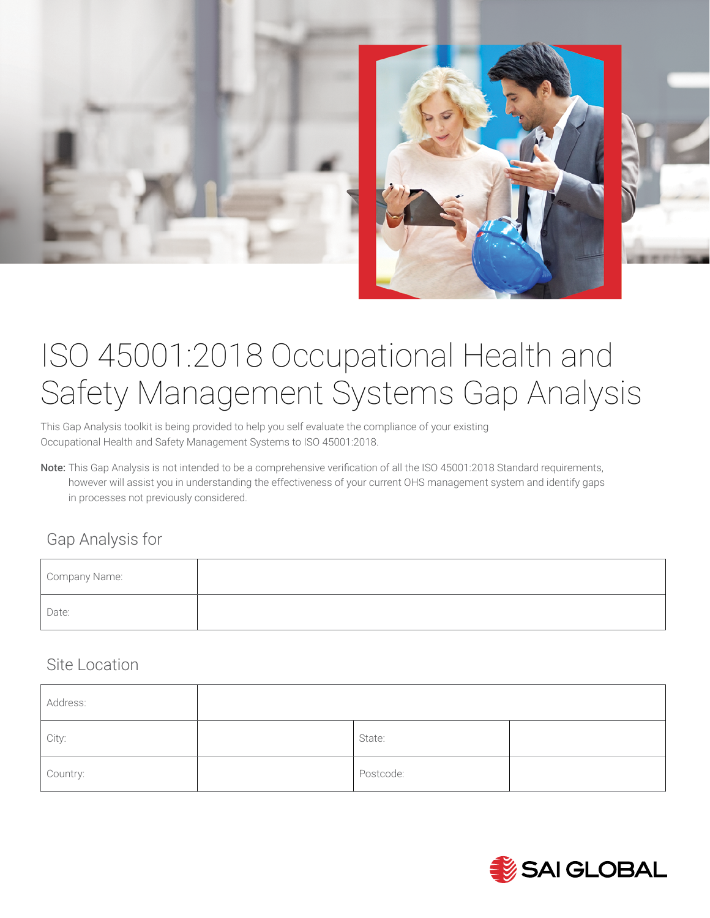# ISO 45001:2018 Occupational Health and Safety Management Systems Gap Analysis

This Gap Analysis toolkit is being provided to help you self evaluate the compliance of your existing Occupational Health and Safety Management Systems to ISO 45001:2018.

**Note:** This Gap Analysis is not intended to be a comprehensive verification of all the ISO 45001:2018 Standard requirements, however will assist you in understanding the effectiveness of your current OHS management system and identify gaps in processes not previously considered.

## Gap Analysis for

| Company Name: | |
|---|---|
| Date: | |

## Site Location

| Address: | | | |
|---|---|---|---|
| City: | | State: | |
| Country: | | Postcode: | |

SAI GLOBAL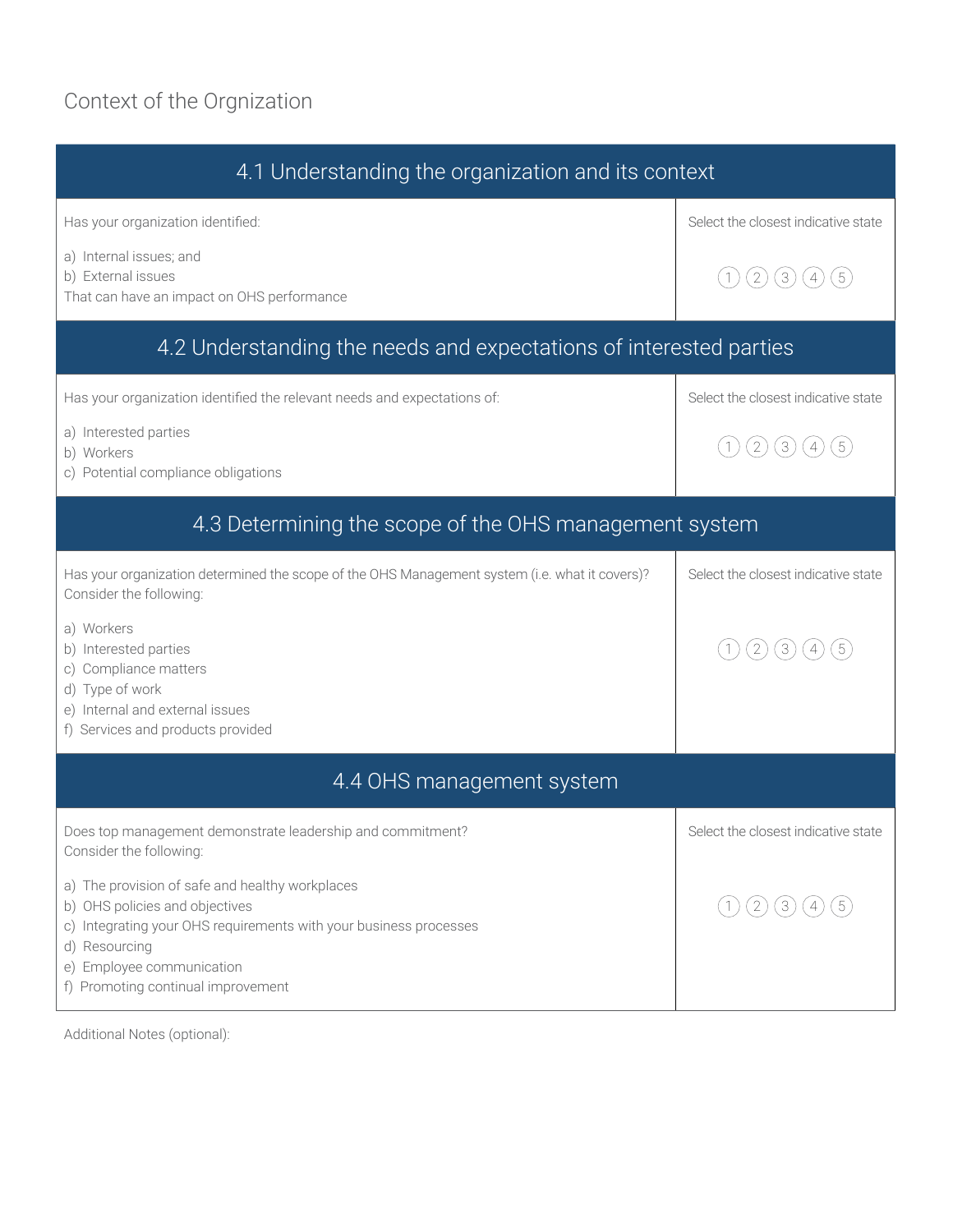# Context of the Orgnization

| 4.1 Understanding the organization and its context | |
|---|---|
| Has your organization identified:<br><br>a) Internal issues; and<br>b) External issues<br>That can have an impact on OHS performance | Select the closest indicative state<br><br>① ② ③ ④ ⑤ |

| 4.2 Understanding the needs and expectations of interested parties | |
|---|---|
| Has your organization identified the relevant needs and expectations of:<br><br>a) Interested parties<br>b) Workers<br>c) Potential compliance obligations | Select the closest indicative state<br><br>① ② ③ ④ ⑤ |

| 4.3 Determining the scope of the OHS management system | |
|---|---|
| Has your organization determined the scope of the OHS Management system (i.e. what it covers)?<br>Consider the following:<br><br>a) Workers<br>b) Interested parties<br>c) Compliance matters<br>d) Type of work<br>e) Internal and external issues<br>f) Services and products provided | Select the closest indicative state<br><br>① ② ③ ④ ⑤ |

| 4.4 OHS management system | |
|---|---|
| Does top management demonstrate leadership and commitment?<br>Consider the following:<br><br>a) The provision of safe and healthy workplaces<br>b) OHS policies and objectives<br>c) Integrating your OHS requirements with your business processes<br>d) Resourcing<br>e) Employee communication<br>f) Promoting continual improvement | Select the closest indicative state<br><br>① ② ③ ④ ⑤ |

Additional Notes (optional):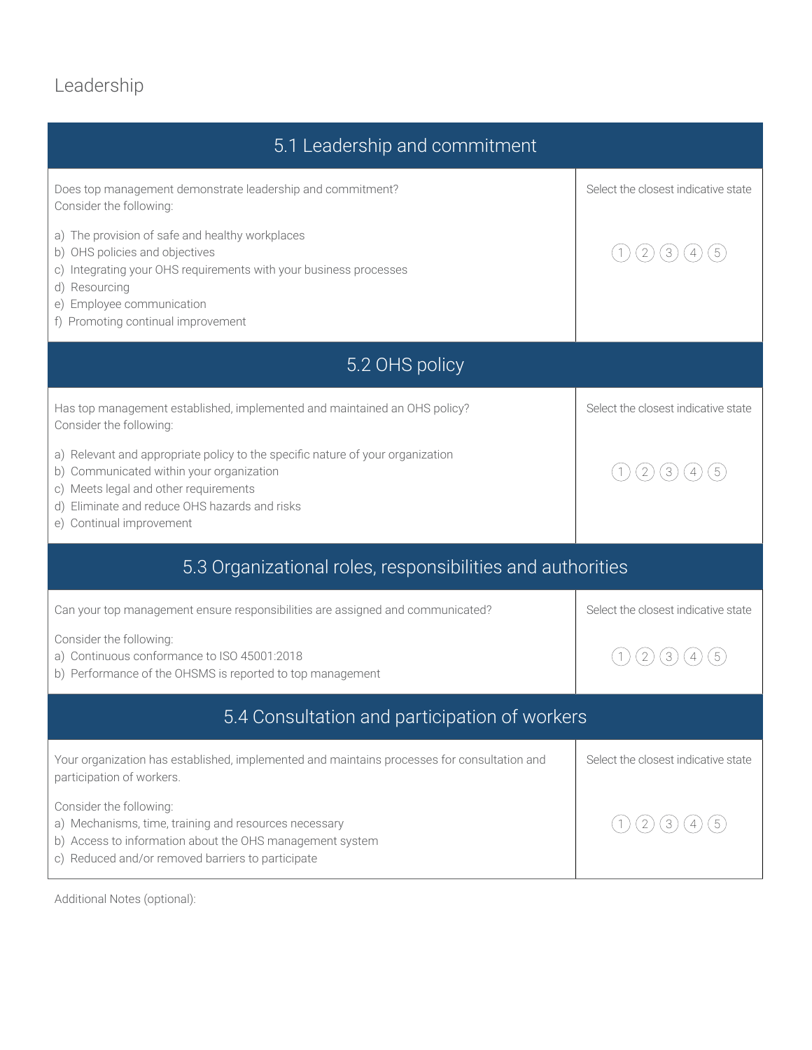# Leadership

| 5.1 Leadership and commitment | |
|---|---|
| Does top management demonstrate leadership and commitment?<br>Consider the following:<br><br>a) The provision of safe and healthy workplaces<br>b) OHS policies and objectives<br>c) Integrating your OHS requirements with your business processes<br>d) Resourcing<br>e) Employee communication<br>f) Promoting continual improvement | Select the closest indicative state<br><br>(1) (2) (3) (4) (5) |

| 5.2 OHS policy | |
|---|---|
| Has top management established, implemented and maintained an OHS policy?<br>Consider the following:<br><br>a) Relevant and appropriate policy to the specific nature of your organization<br>b) Communicated within your organization<br>c) Meets legal and other requirements<br>d) Eliminate and reduce OHS hazards and risks<br>e) Continual improvement | Select the closest indicative state<br><br>(1) (2) (3) (4) (5) |

| 5.3 Organizational roles, responsibilities and authorities | |
|---|---|
| Can your top management ensure responsibilities are assigned and communicated?<br><br>Consider the following:<br>a) Continuous conformance to ISO 45001:2018<br>b) Performance of the OHSMS is reported to top management | Select the closest indicative state<br><br>(1) (2) (3) (4) (5) |

| 5.4 Consultation and participation of workers | |
|---|---|
| Your organization has established, implemented and maintains processes for consultation and participation of workers.<br><br>Consider the following:<br>a) Mechanisms, time, training and resources necessary<br>b) Access to information about the OHS management system<br>c) Reduced and/or removed barriers to participate | Select the closest indicative state<br><br>(1) (2) (3) (4) (5) |

Additional Notes (optional):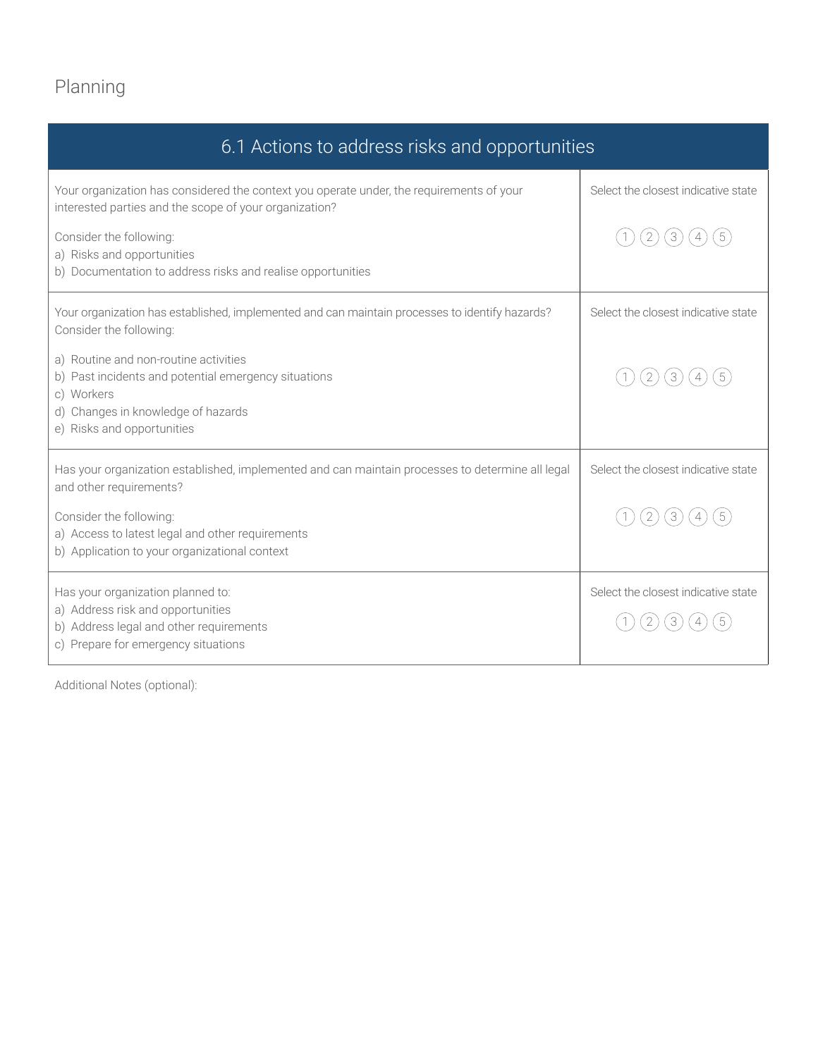# Planning

| 6.1 Actions to address risks and opportunities | |
|---|---|
| Your organization has considered the context you operate under, the requirements of your interested parties and the scope of your organization?<br><br>Consider the following:<br>a) Risks and opportunities<br>b) Documentation to address risks and realise opportunities | Select the closest indicative state<br><br>① ② ③ ④ ⑤ |
| Your organization has established, implemented and can maintain processes to identify hazards? Consider the following:<br><br>a) Routine and non-routine activities<br>b) Past incidents and potential emergency situations<br>c) Workers<br>d) Changes in knowledge of hazards<br>e) Risks and opportunities | Select the closest indicative state<br><br>① ② ③ ④ ⑤ |
| Has your organization established, implemented and can maintain processes to determine all legal and other requirements?<br><br>Consider the following:<br>a) Access to latest legal and other requirements<br>b) Application to your organizational context | Select the closest indicative state<br><br>① ② ③ ④ ⑤ |
| Has your organization planned to:<br>a) Address risk and opportunities<br>b) Address legal and other requirements<br>c) Prepare for emergency situations | Select the closest indicative state<br><br>① ② ③ ④ ⑤ |

Additional Notes (optional):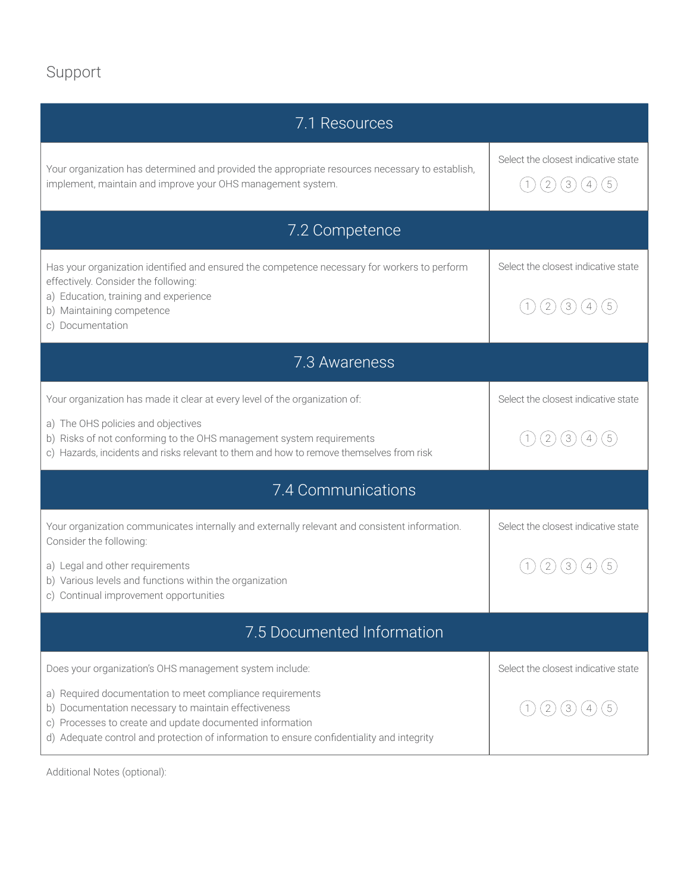# Support

## 7.1 Resources

| | |
|---|---|
| Your organization has determined and provided the appropriate resources necessary to establish, implement, maintain and improve your OHS management system. | Select the closest indicative state<br>① ② ③ ④ ⑤ |

## 7.2 Competence

| | |
|---|---|
| Has your organization identified and ensured the competence necessary for workers to perform effectively. Consider the following:<br>a) Education, training and experience<br>b) Maintaining competence<br>c) Documentation | Select the closest indicative state<br>① ② ③ ④ ⑤ |

## 7.3 Awareness

| | |
|---|---|
| Your organization has made it clear at every level of the organization of:<br>a) The OHS policies and objectives<br>b) Risks of not conforming to the OHS management system requirements<br>c) Hazards, incidents and risks relevant to them and how to remove themselves from risk | Select the closest indicative state<br>① ② ③ ④ ⑤ |

## 7.4 Communications

| | |
|---|---|
| Your organization communicates internally and externally relevant and consistent information. Consider the following:<br>a) Legal and other requirements<br>b) Various levels and functions within the organization<br>c) Continual improvement opportunities | Select the closest indicative state<br>① ② ③ ④ ⑤ |

## 7.5 Documented Information

| | |
|---|---|
| Does your organization's OHS management system include:<br>a) Required documentation to meet compliance requirements<br>b) Documentation necessary to maintain effectiveness<br>c) Processes to create and update documented information<br>d) Adequate control and protection of information to ensure confidentiality and integrity | Select the closest indicative state<br>① ② ③ ④ ⑤ |

Additional Notes (optional):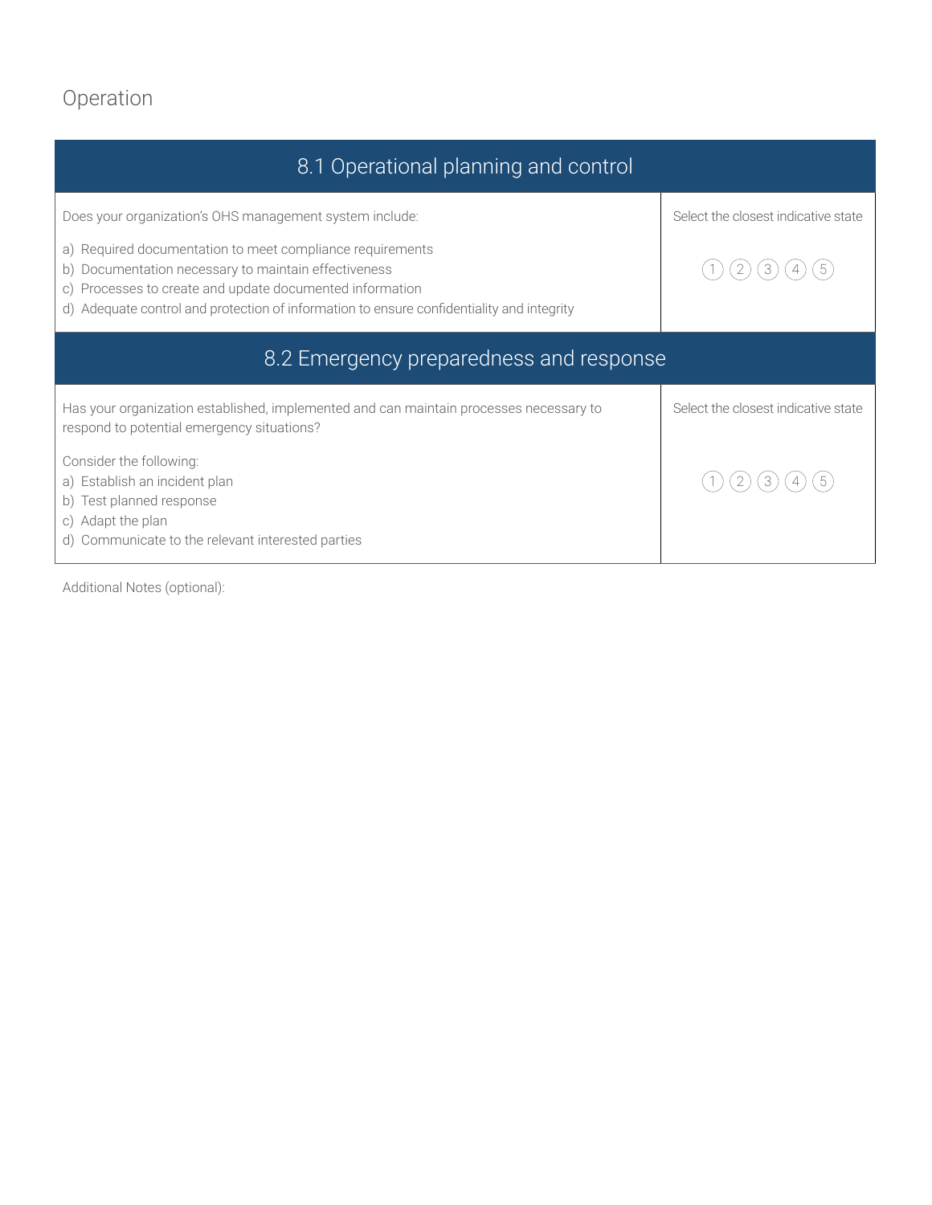## Operation

| 8.1 Operational planning and control | |
|---|---|
| Does your organization's OHS management system include:<br><br>a) Required documentation to meet compliance requirements<br>b) Documentation necessary to maintain effectiveness<br>c) Processes to create and update documented information<br>d) Adequate control and protection of information to ensure confidentiality and integrity | Select the closest indicative state<br><br>(1) (2) (3) (4) (5) |

| 8.2 Emergency preparedness and response | |
|---|---|
| Has your organization established, implemented and can maintain processes necessary to respond to potential emergency situations?<br><br>Consider the following:<br>a) Establish an incident plan<br>b) Test planned response<br>c) Adapt the plan<br>d) Communicate to the relevant interested parties | Select the closest indicative state<br><br>(1) (2) (3) (4) (5) |

Additional Notes (optional):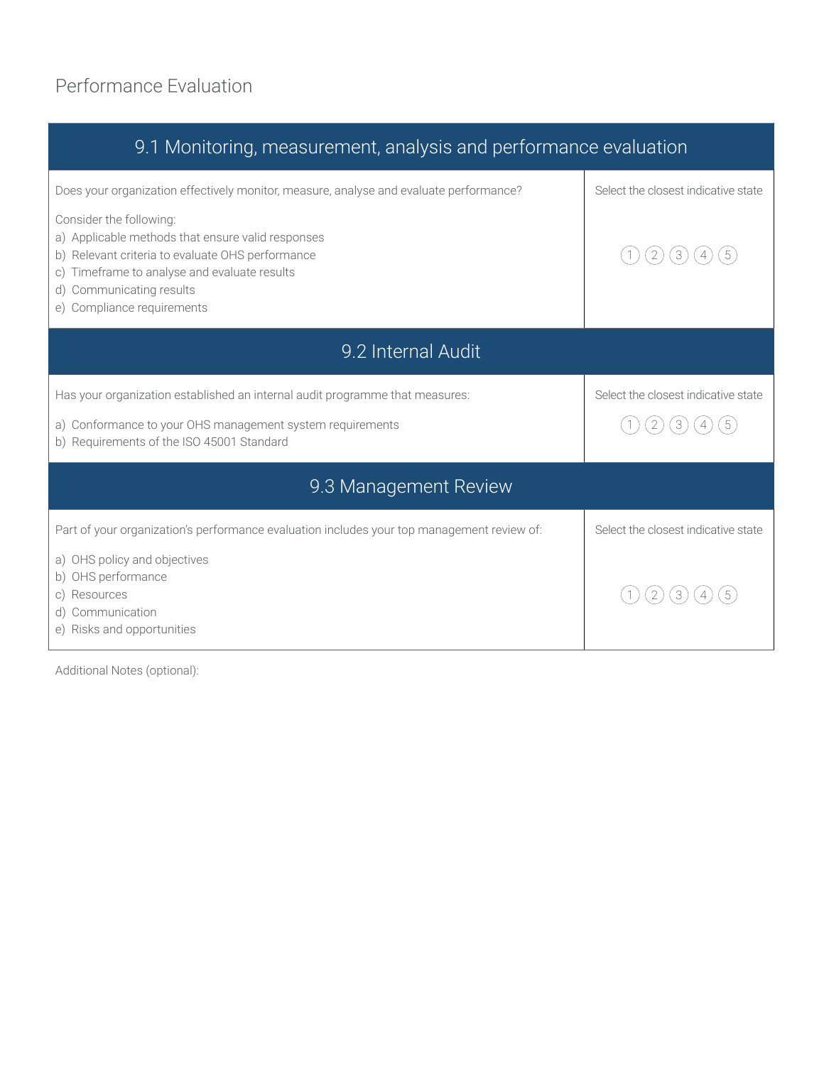# Performance Evaluation

| 9.1 Monitoring, measurement, analysis and performance evaluation | |
|---|---|
| Does your organization effectively monitor, measure, analyse and evaluate performance?<br><br>Consider the following:<br>a) Applicable methods that ensure valid responses<br>b) Relevant criteria to evaluate OHS performance<br>c) Timeframe to analyse and evaluate results<br>d) Communicating results<br>e) Compliance requirements | Select the closest indicative state<br><br>① ② ③ ④ ⑤ |

| 9.2 Internal Audit | |
|---|---|
| Has your organization established an internal audit programme that measures:<br><br>a) Conformance to your OHS management system requirements<br>b) Requirements of the ISO 45001 Standard | Select the closest indicative state<br><br>① ② ③ ④ ⑤ |

| 9.3 Management Review | |
|---|---|
| Part of your organization's performance evaluation includes your top management review of:<br><br>a) OHS policy and objectives<br>b) OHS performance<br>c) Resources<br>d) Communication<br>e) Risks and opportunities | Select the closest indicative state<br><br>① ② ③ ④ ⑤ |

Additional Notes (optional):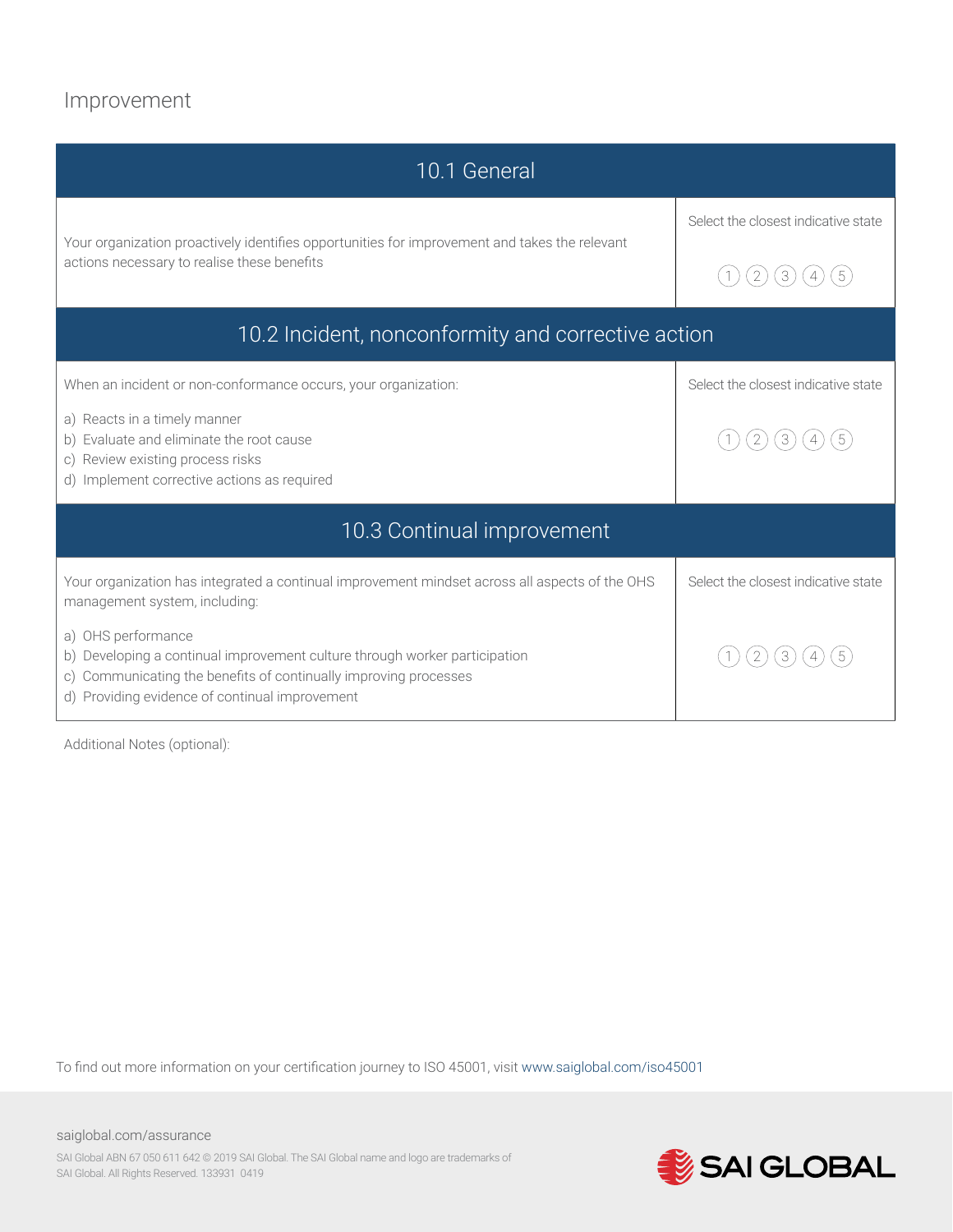## Improvement

| 10.1 General | |
|---|---|
| Your organization proactively identifies opportunities for improvement and takes the relevant actions necessary to realise these benefits | Select the closest indicative state<br>① ② ③ ④ ⑤ |

| 10.2 Incident, nonconformity and corrective action | |
|---|---|
| When an incident or non-conformance occurs, your organization:<br>a) Reacts in a timely manner<br>b) Evaluate and eliminate the root cause<br>c) Review existing process risks<br>d) Implement corrective actions as required | Select the closest indicative state<br>① ② ③ ④ ⑤ |

| 10.3 Continual improvement | |
|---|---|
| Your organization has integrated a continual improvement mindset across all aspects of the OHS management system, including:<br>a) OHS performance<br>b) Developing a continual improvement culture through worker participation<br>c) Communicating the benefits of continually improving processes<br>d) Providing evidence of continual improvement | Select the closest indicative state<br>① ② ③ ④ ⑤ |

Additional Notes (optional):

To find out more information on your certification journey to ISO 45001, visit www.saiglobal.com/iso45001

saiglobal.com/assurance

SAI Global ABN 67 050 611 642 © 2019 SAI Global. The SAI Global name and logo are trademarks of SAI Global. All Rights Reserved. 133931 0419

SAI GLOBAL